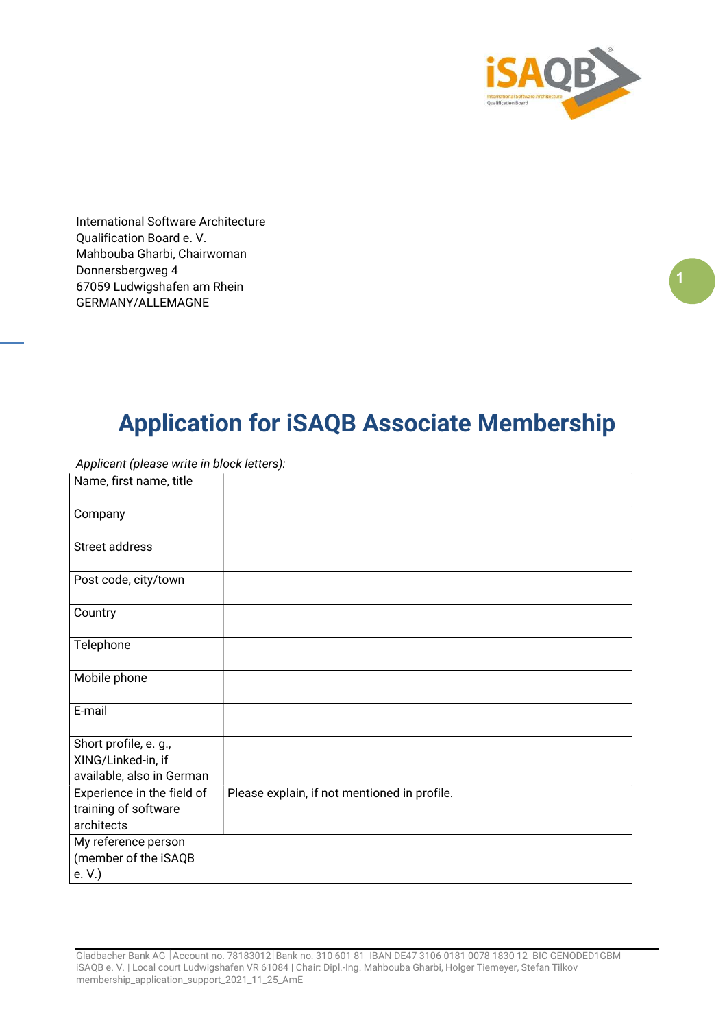International Software Architecture
Qualification Board e. V.
Mahbouba Gharbi, Chairwoman
Donnersbergweg 4
67059 Ludwigshafen am Rhein
GERMANY/ALLEMAGNE

# Application for iSAQB Associate Membership

*Applicant (please write in block letters):*

| | |
|---|---|
| Name, first name, title | |
| Company | |
| Street address | |
| Post code, city/town | |
| Country | |
| Telephone | |
| Mobile phone | |
| E-mail | |
| Short profile, e. g., XING/Linked-in, if available, also in German | |
| Experience in the field of training of software architects | Please explain, if not mentioned in profile. |
| My reference person (member of the iSAQB e. V.) | |

Gladbacher Bank AG | Account no. 78183012 | Bank no. 310 601 81 | IBAN DE47 3106 0181 0078 1830 12 | BIC GENODED1GBM
iSAQB e. V. | Local court Ludwigshafen VR 61084 | Chair: Dipl.-Ing. Mahbouba Gharbi, Holger Tiemeyer, Stefan Tilkov
membership_application_support_2021_11_25_AmE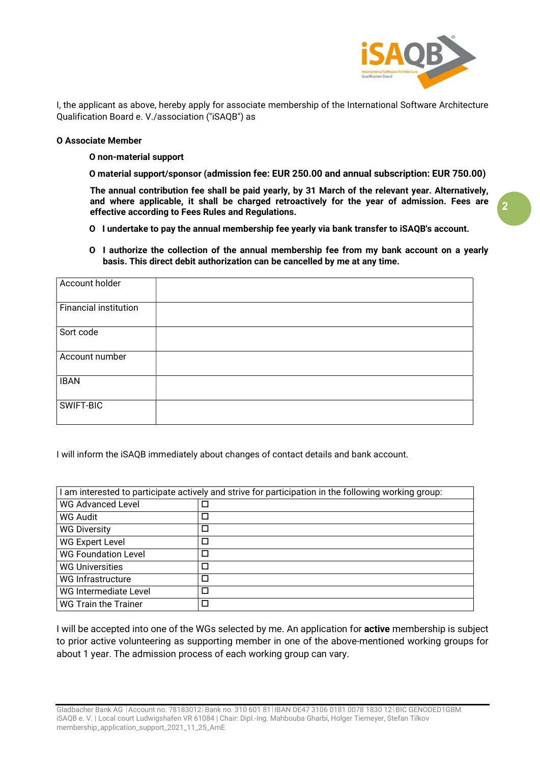I, the applicant as above, hereby apply for associate membership of the International Software Architecture Qualification Board e. V./association ("iSAQB") as

**O Associate Member**

**O non-material support**

**O material support/sponsor (admission fee: EUR 250.00 and annual subscription: EUR 750.00)**

**The annual contribution fee shall be paid yearly, by 31 March of the relevant year. Alternatively, and where applicable, it shall be charged retroactively for the year of admission. Fees are effective according to Fees Rules and Regulations.**

**O I undertake to pay the annual membership fee yearly via bank transfer to iSAQB's account.**

**O I authorize the collection of the annual membership fee from my bank account on a yearly basis. This direct debit authorization can be cancelled by me at any time.**

| Account holder | |
|---|---|
| Financial institution | |
| Sort code | |
| Account number | |
| IBAN | |
| SWIFT-BIC | |

I will inform the iSAQB immediately about changes of contact details and bank account.

| I am interested to participate actively and strive for participation in the following working group: | |
|---|---|
| WG Advanced Level | ☐ |
| WG Audit | ☐ |
| WG Diversity | ☐ |
| WG Expert Level | ☐ |
| WG Foundation Level | ☐ |
| WG Universities | ☐ |
| WG Infrastructure | ☐ |
| WG Intermediate Level | ☐ |
| WG Train the Trainer | ☐ |

I will be accepted into one of the WGs selected by me. An application for **active** membership is subject to prior active volunteering as supporting member in one of the above-mentioned working groups for about 1 year. The admission process of each working group can vary.

Gladbacher Bank AG | Account no. 78183012 | Bank no. 310 601 81 | IBAN DE47 3106 0181 0078 1830 12 | BIC GENODED1GBM
iSAQB e. V. | Local court Ludwigshafen VR 61084 | Chair: Dipl.-Ing. Mahbouba Gharbi, Holger Tiemeyer, Stefan Tilkov
membership_application_support_2021_11_25_AmE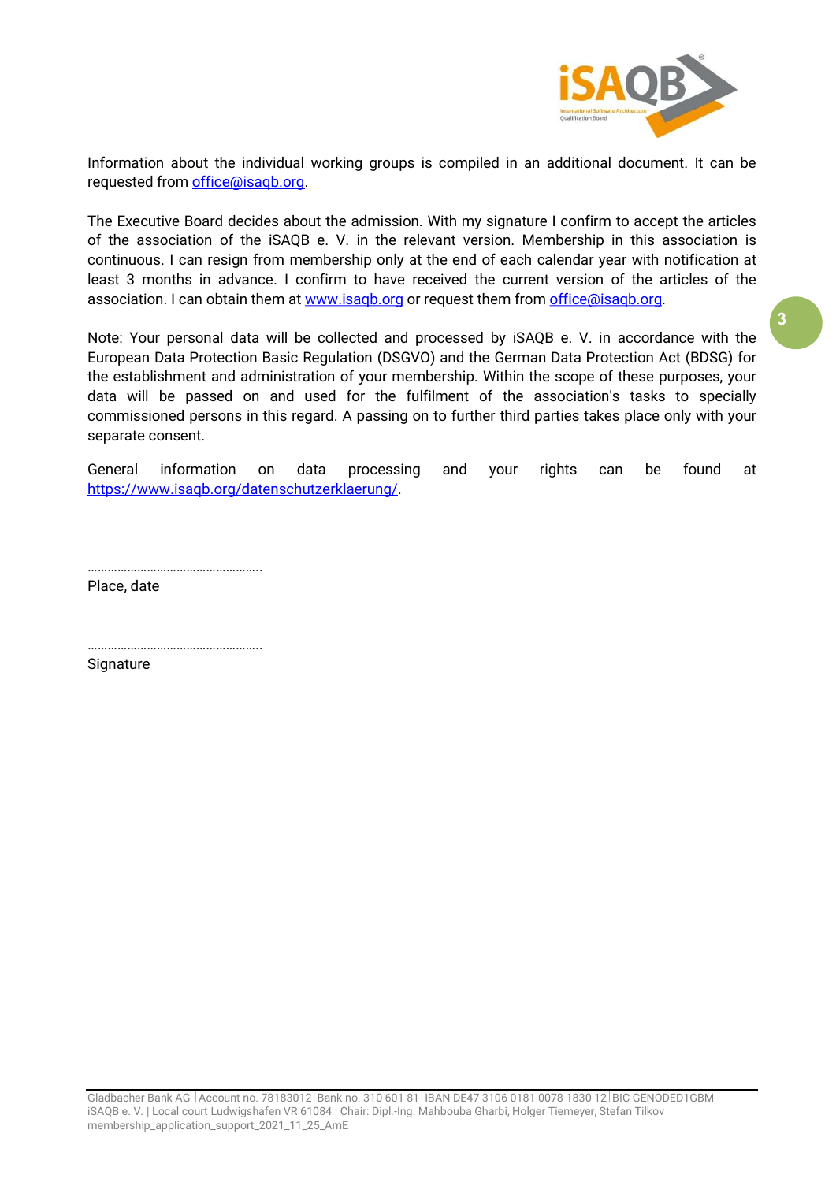Information about the individual working groups is compiled in an additional document. It can be requested from office@isaqb.org.

The Executive Board decides about the admission. With my signature I confirm to accept the articles of the association of the iSAQB e. V. in the relevant version. Membership in this association is continuous. I can resign from membership only at the end of each calendar year with notification at least 3 months in advance. I confirm to have received the current version of the articles of the association. I can obtain them at www.isaqb.org or request them from office@isaqb.org.

Note: Your personal data will be collected and processed by iSAQB e. V. in accordance with the European Data Protection Basic Regulation (DSGVO) and the German Data Protection Act (BDSG) for the establishment and administration of your membership. Within the scope of these purposes, your data will be passed on and used for the fulfilment of the association's tasks to specially commissioned persons in this regard. A passing on to further third parties takes place only with your separate consent.

General information on data processing and your rights can be found at https://www.isaqb.org/datenschutzerklaerung/.

……………………………………………..
Place, date

……………………………………………..
Signature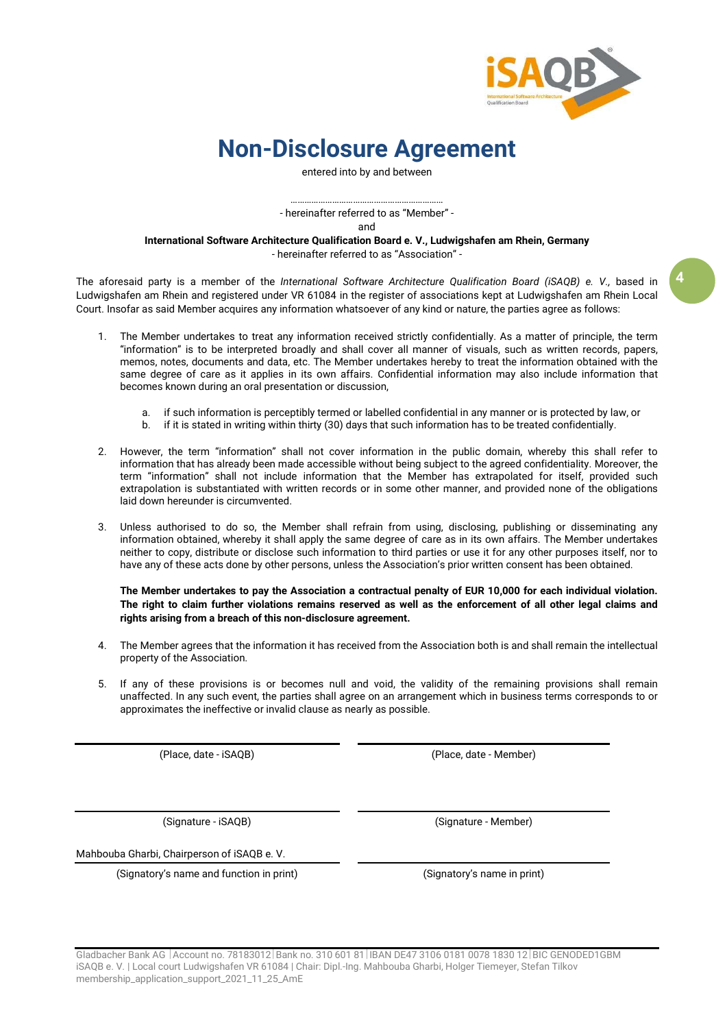# Non-Disclosure Agreement

entered into by and between

……………………………………………………

- hereinafter referred to as "Member" -

and

**International Software Architecture Qualification Board e. V., Ludwigshafen am Rhein, Germany**

- hereinafter referred to as "Association" -

The aforesaid party is a member of the *International Software Architecture Qualification Board (iSAQB) e. V.,* based in Ludwigshafen am Rhein and registered under VR 61084 in the register of associations kept at Ludwigshafen am Rhein Local Court. Insofar as said Member acquires any information whatsoever of any kind or nature, the parties agree as follows:

1. The Member undertakes to treat any information received strictly confidentially. As a matter of principle, the term "information" is to be interpreted broadly and shall cover all manner of visuals, such as written records, papers, memos, notes, documents and data, etc. The Member undertakes hereby to treat the information obtained with the same degree of care as it applies in its own affairs. Confidential information may also include information that becomes known during an oral presentation or discussion,

   a. if such information is perceptibly termed or labelled confidential in any manner or is protected by law, or
   b. if it is stated in writing within thirty (30) days that such information has to be treated confidentially.

2. However, the term "information" shall not cover information in the public domain, whereby this shall refer to information that has already been made accessible without being subject to the agreed confidentiality. Moreover, the term "information" shall not include information that the Member has extrapolated for itself, provided such extrapolation is substantiated with written records or in some other manner, and provided none of the obligations laid down hereunder is circumvented.

3. Unless authorised to do so, the Member shall refrain from using, disclosing, publishing or disseminating any information obtained, whereby it shall apply the same degree of care as in its own affairs. The Member undertakes neither to copy, distribute or disclose such information to third parties or use it for any other purposes itself, nor to have any of these acts done by other persons, unless the Association's prior written consent has been obtained.

   **The Member undertakes to pay the Association a contractual penalty of EUR 10,000 for each individual violation. The right to claim further violations remains reserved as well as the enforcement of all other legal claims and rights arising from a breach of this non-disclosure agreement.**

4. The Member agrees that the information it has received from the Association both is and shall remain the intellectual property of the Association.

5. If any of these provisions is or becomes null and void, the validity of the remaining provisions shall remain unaffected. In any such event, the parties shall agree on an arrangement which in business terms corresponds to or approximates the ineffective or invalid clause as nearly as possible.

| | |
|---|---|
| (Place, date - iSAQB) | (Place, date - Member) |
| (Signature - iSAQB) | (Signature - Member) |
| Mahbouba Gharbi, Chairperson of iSAQB e. V. | |
| (Signatory's name and function in print) | (Signatory's name in print) |

Gladbacher Bank AG | Account no. 78183012 | Bank no. 310 601 81 | IBAN DE47 3106 0181 0078 1830 12 | BIC GENODED1GBM
iSAQB e. V. | Local court Ludwigshafen VR 61084 | Chair: Dipl.-Ing. Mahbouba Gharbi, Holger Tiemeyer, Stefan Tilkov
membership_application_support_2021_11_25_AmE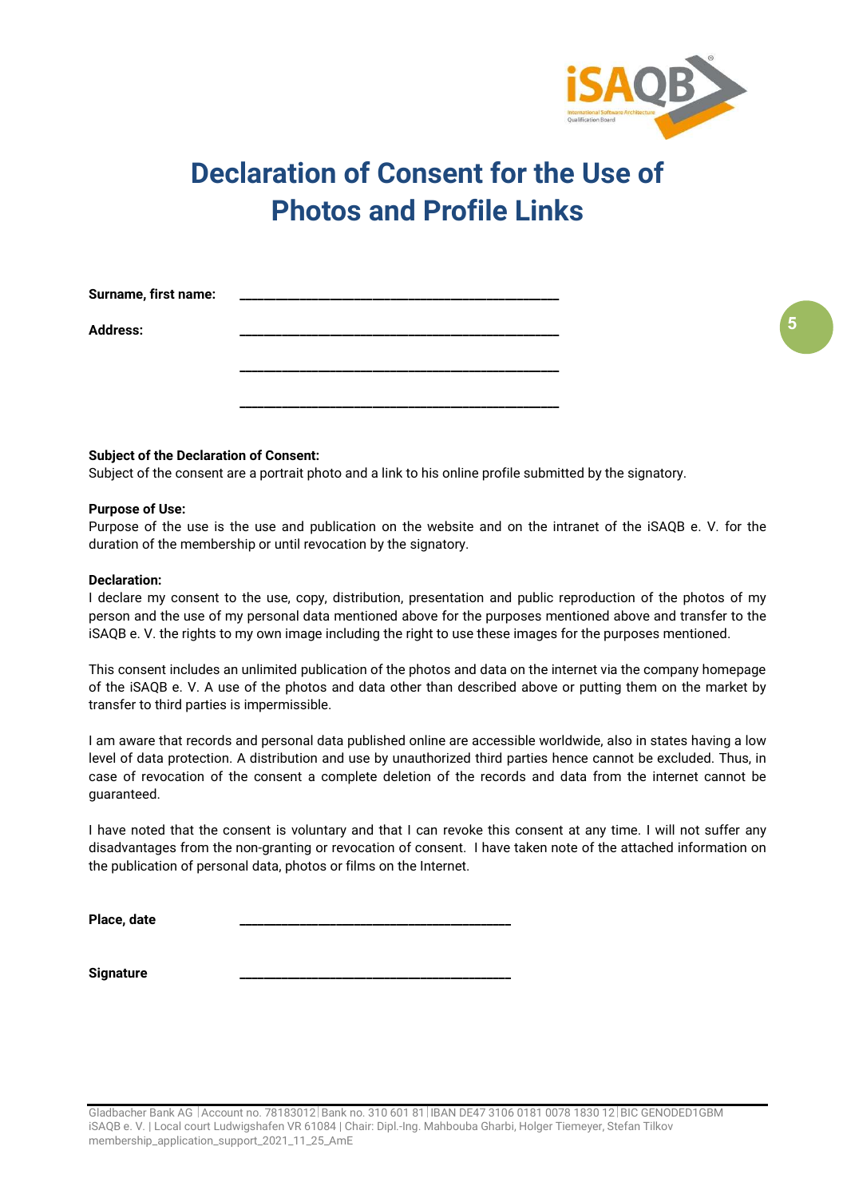# Declaration of Consent for the Use of Photos and Profile Links

**Surname, first name:** ______________________________________________

**Address:** ______________________________________________

______________________________________________

______________________________________________

**Subject of the Declaration of Consent:**
Subject of the consent are a portrait photo and a link to his online profile submitted by the signatory.

**Purpose of Use:**
Purpose of the use is the use and publication on the website and on the intranet of the iSAQB e. V. for the duration of the membership or until revocation by the signatory.

**Declaration:**
I declare my consent to the use, copy, distribution, presentation and public reproduction of the photos of my person and the use of my personal data mentioned above for the purposes mentioned above and transfer to the iSAQB e. V. the rights to my own image including the right to use these images for the purposes mentioned.

This consent includes an unlimited publication of the photos and data on the internet via the company homepage of the iSAQB e. V. A use of the photos and data other than described above or putting them on the market by transfer to third parties is impermissible.

I am aware that records and personal data published online are accessible worldwide, also in states having a low level of data protection. A distribution and use by unauthorized third parties hence cannot be excluded. Thus, in case of revocation of the consent a complete deletion of the records and data from the internet cannot be guaranteed.

I have noted that the consent is voluntary and that I can revoke this consent at any time. I will not suffer any disadvantages from the non-granting or revocation of consent. I have taken note of the attached information on the publication of personal data, photos or films on the Internet.

**Place, date** ______________________________________

**Signature** ______________________________________

Gladbacher Bank AG | Account no. 78183012 | Bank no. 310 601 81 | IBAN DE47 3106 0181 0078 1830 12 | BIC GENODED1GBM
iSAQB e. V. | Local court Ludwigshafen VR 61084 | Chair: Dipl.-Ing. Mahbouba Gharbi, Holger Tiemeyer, Stefan Tilkov
membership_application_support_2021_11_25_AmE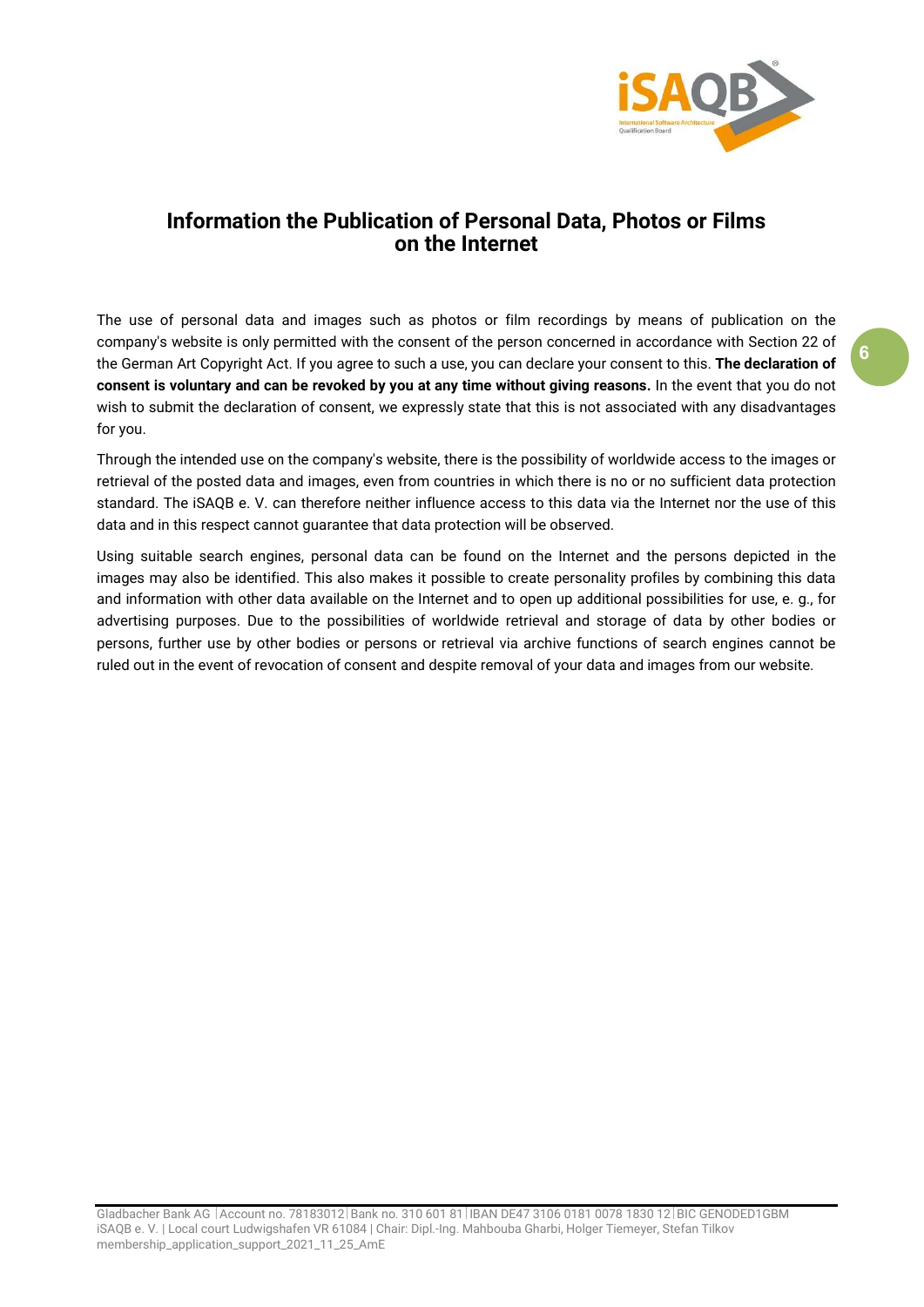# Information the Publication of Personal Data, Photos or Films on the Internet

The use of personal data and images such as photos or film recordings by means of publication on the company's website is only permitted with the consent of the person concerned in accordance with Section 22 of the German Art Copyright Act. If you agree to such a use, you can declare your consent to this. **The declaration of consent is voluntary and can be revoked by you at any time without giving reasons.** In the event that you do not wish to submit the declaration of consent, we expressly state that this is not associated with any disadvantages for you.

Through the intended use on the company's website, there is the possibility of worldwide access to the images or retrieval of the posted data and images, even from countries in which there is no or no sufficient data protection standard. The iSAQB e. V. can therefore neither influence access to this data via the Internet nor the use of this data and in this respect cannot guarantee that data protection will be observed.

Using suitable search engines, personal data can be found on the Internet and the persons depicted in the images may also be identified. This also makes it possible to create personality profiles by combining this data and information with other data available on the Internet and to open up additional possibilities for use, e. g., for advertising purposes. Due to the possibilities of worldwide retrieval and storage of data by other bodies or persons, further use by other bodies or persons or retrieval via archive functions of search engines cannot be ruled out in the event of revocation of consent and despite removal of your data and images from our website.